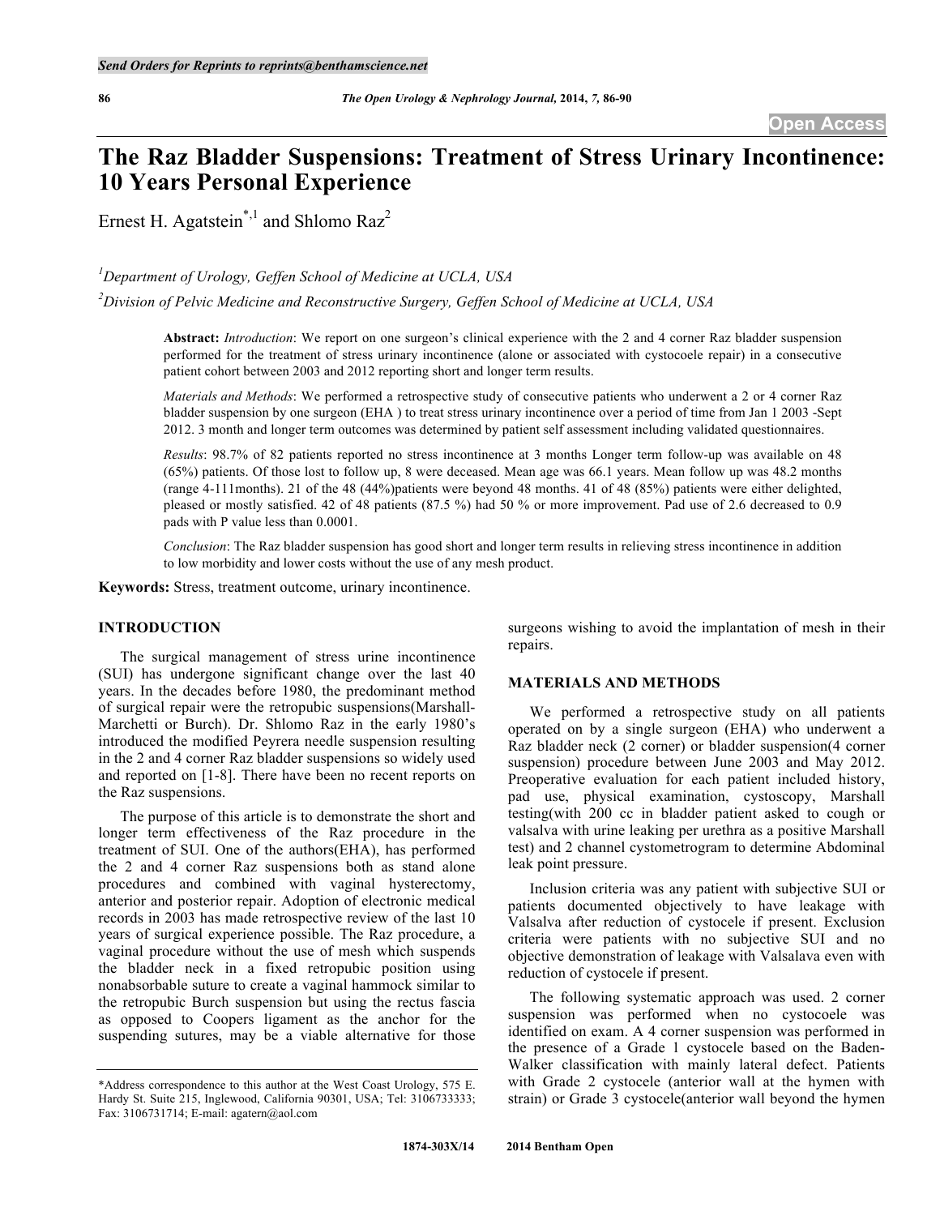# The Raz Bladder Suspensions: Treatment of Stress Urinary Incontinence: 10 Years Personal Experience

Ernest H. Agatstein[*,1] and Shlomo Raz[2]

[1]Department of Urology, Geffen School of Medicine at UCLA, USA

[2]Division of Pelvic Medicine and Reconstructive Surgery, Geffen School of Medicine at UCLA, USA

**Abstract:** *Introduction*: We report on one surgeon's clinical experience with the 2 and 4 corner Raz bladder suspension performed for the treatment of stress urinary incontinence (alone or associated with cystocoele repair) in a consecutive patient cohort between 2003 and 2012 reporting short and longer term results.

*Materials and Methods*: We performed a retrospective study of consecutive patients who underwent a 2 or 4 corner Raz bladder suspension by one surgeon (EHA) to treat stress urinary incontinence over a period of time from Jan 1 2003 -Sept 2012. 3 month and longer term outcomes was determined by patient self assessment including validated questionnaires.

*Results*: 98.7% of 82 patients reported no stress incontinence at 3 months Longer term follow-up was available on 48 (65%) patients. Of those lost to follow up, 8 were deceased. Mean age was 66.1 years. Mean follow up was 48.2 months (range 4-111months). 21 of the 48 (44%)patients were beyond 48 months. 41 of 48 (85%) patients were either delighted, pleased or mostly satisfied. 42 of 48 patients (87.5 %) had 50 % or more improvement. Pad use of 2.6 decreased to 0.9 pads with P value less than 0.0001.

*Conclusion*: The Raz bladder suspension has good short and longer term results in relieving stress incontinence in addition to low morbidity and lower costs without the use of any mesh product.

**Keywords:** Stress, treatment outcome, urinary incontinence.

## INTRODUCTION

The surgical management of stress urine incontinence (SUI) has undergone significant change over the last 40 years. In the decades before 1980, the predominant method of surgical repair were the retropubic suspensions(Marshall-Marchetti or Burch). Dr. Shlomo Raz in the early 1980's introduced the modified Peyrera needle suspension resulting in the 2 and 4 corner Raz bladder suspensions so widely used and reported on [1-8]. There have been no recent reports on the Raz suspensions.

The purpose of this article is to demonstrate the short and longer term effectiveness of the Raz procedure in the treatment of SUI. One of the authors(EHA), has performed the 2 and 4 corner Raz suspensions both as stand alone procedures and combined with vaginal hysterectomy, anterior and posterior repair. Adoption of electronic medical records in 2003 has made retrospective review of the last 10 years of surgical experience possible. The Raz procedure, a vaginal procedure without the use of mesh which suspends the bladder neck in a fixed retropubic position using nonabsorbable suture to create a vaginal hammock similar to the retropubic Burch suspension but using the rectus fascia as opposed to Coopers ligament as the anchor for the suspending sutures, may be a viable alternative for those surgeons wishing to avoid the implantation of mesh in their repairs.

## MATERIALS AND METHODS

We performed a retrospective study on all patients operated on by a single surgeon (EHA ) who underwent a Raz bladder neck (2 corner) or bladder suspension(4 corner suspension) procedure between June 2003 and May 2012. Preoperative evaluation for each patient included history, pad use, physical examination, cystoscopy, Marshall testing(with 200 cc in bladder patient asked to cough or valsalva with urine leaking per urethra as a positive Marshall test) and 2 channel cystometrogram to determine Abdominal leak point pressure.

Inclusion criteria was any patient with subjective SUI or patients documented objectively to have leakage with Valsalva after reduction of cystocele if present. Exclusion criteria were patients with no subjective SUI and no objective demonstration of leakage with Valsalava even with reduction of cystocele if present.

The following systematic approach was used. 2 corner suspension was performed when no cystocoele was identified on exam. A 4 corner suspension was performed in the presence of a Grade 1 cystocele based on the Baden-Walker classification with mainly lateral defect. Patients with Grade 2 cystocele (anterior wall at the hymen with strain) or Grade 3 cystocele(anterior wall beyond the hymen

---

*Address correspondence to this author at the West Coast Urology, 575 E. Hardy St. Suite 215, Inglewood, California 90301, USA; Tel: 3106733333; Fax: 3106731714; E-mail: agatern@aol.com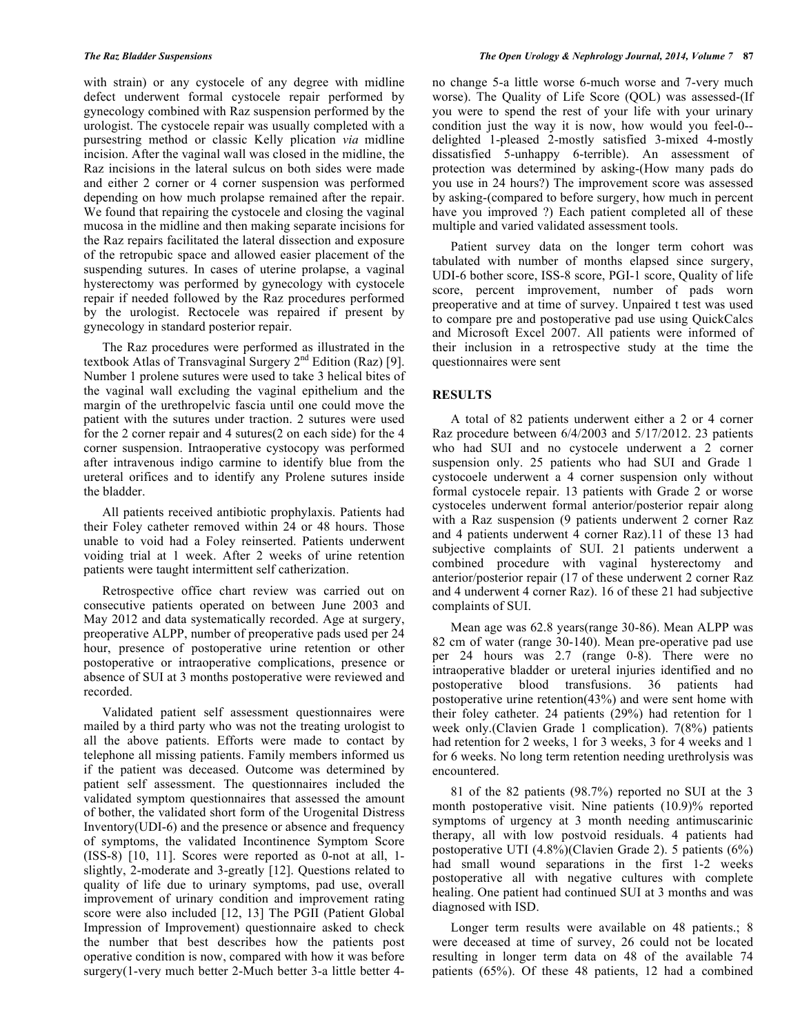with strain) or any cystocele of any degree with midline defect underwent formal cystocele repair performed by gynecology combined with Raz suspension performed by the urologist. The cystocele repair was usually completed with a pursestring method or classic Kelly plication *via* midline incision. After the vaginal wall was closed in the midline, the Raz incisions in the lateral sulcus on both sides were made and either 2 corner or 4 corner suspension was performed depending on how much prolapse remained after the repair. We found that repairing the cystocele and closing the vaginal mucosa in the midline and then making separate incisions for the Raz repairs facilitated the lateral dissection and exposure of the retropubic space and allowed easier placement of the suspending sutures. In cases of uterine prolapse, a vaginal hysterectomy was performed by gynecology with cystocele repair if needed followed by the Raz procedures performed by the urologist. Rectocele was repaired if present by gynecology in standard posterior repair.

The Raz procedures were performed as illustrated in the textbook Atlas of Transvaginal Surgery 2nd Edition (Raz) [9]. Number 1 prolene sutures were used to take 3 helical bites of the vaginal wall excluding the vaginal epithelium and the margin of the urethropelvic fascia until one could move the patient with the sutures under traction. 2 sutures were used for the 2 corner repair and 4 sutures(2 on each side) for the 4 corner suspension. Intraoperative cystocopy was performed after intravenous indigo carmine to identify blue from the ureteral orifices and to identify any Prolene sutures inside the bladder.

All patients received antibiotic prophylaxis. Patients had their Foley catheter removed within 24 or 48 hours. Those unable to void had a Foley reinserted. Patients underwent voiding trial at 1 week. After 2 weeks of urine retention patients were taught intermittent self catherization.

Retrospective office chart review was carried out on consecutive patients operated on between June 2003 and May 2012 and data systematically recorded. Age at surgery, preoperative ALPP, number of preoperative pads used per 24 hour, presence of postoperative urine retention or other postoperative or intraoperative complications, presence or absence of SUI at 3 months postoperative were reviewed and recorded.

Validated patient self assessment questionnaires were mailed by a third party who was not the treating urologist to all the above patients. Efforts were made to contact by telephone all missing patients. Family members informed us if the patient was deceased. Outcome was determined by patient self assessment. The questionnaires included the validated symptom questionnaires that assessed the amount of bother, the validated short form of the Urogenital Distress Inventory(UDI-6) and the presence or absence and frequency of symptoms, the validated Incontinence Symptom Score (ISS-8) [10, 11]. Scores were reported as 0-not at all, 1-slightly, 2-moderate and 3-greatly [12]. Questions related to quality of life due to urinary symptoms, pad use, overall improvement of urinary condition and improvement rating score were also included [12, 13] The PGII (Patient Global Impression of Improvement) questionnaire asked to check the number that best describes how the patients post operative condition is now, compared with how it was before surgery(1-very much better 2-Much better 3-a little better 4-no change 5-a little worse 6-much worse and 7-very much worse). The Quality of Life Score (QOL) was assessed-(If you were to spend the rest of your life with your urinary condition just the way it is now, how would you feel-0--delighted 1-pleased 2-mostly satisfied 3-mixed 4-mostly dissatisfied 5-unhappy 6-terrible). An assessment of protection was determined by asking-(How many pads do you use in 24 hours?) The improvement score was assessed by asking-(compared to before surgery, how much in percent have you improved ?) Each patient completed all of these multiple and varied validated assessment tools.

Patient survey data on the longer term cohort was tabulated with number of months elapsed since surgery, UDI-6 bother score, ISS-8 score, PGI-1 score, Quality of life score, percent improvement, number of pads worn preoperative and at time of survey. Unpaired t test was used to compare pre and postoperative pad use using QuickCalcs and Microsoft Excel 2007. All patients were informed of their inclusion in a retrospective study at the time the questionnaires were sent

## RESULTS

A total of 82 patients underwent either a 2 or 4 corner Raz procedure between 6/4/2003 and 5/17/2012. 23 patients who had SUI and no cystocele underwent a 2 corner suspension only. 25 patients who had SUI and Grade 1 cystocoele underwent a 4 corner suspension only without formal cystocele repair. 13 patients with Grade 2 or worse cystoceles underwent formal anterior/posterior repair along with a Raz suspension (9 patients underwent 2 corner Raz and 4 patients underwent 4 corner Raz).11 of these 13 had subjective complaints of SUI. 21 patients underwent a combined procedure with vaginal hysterectomy and anterior/posterior repair (17 of these underwent 2 corner Raz and 4 underwent 4 corner Raz). 16 of these 21 had subjective complaints of SUI.

Mean age was 62.8 years(range 30-86). Mean ALPP was 82 cm of water (range 30-140). Mean pre-operative pad use per 24 hours was 2.7 (range 0-8). There were no intraoperative bladder or ureteral injuries identified and no postoperative blood transfusions. 36 patients had postoperative urine retention(43%) and were sent home with their foley catheter. 24 patients (29%) had retention for 1 week only.(Clavien Grade 1 complication). 7(8%) patients had retention for 2 weeks, 1 for 3 weeks, 3 for 4 weeks and 1 for 6 weeks. No long term retention needing urethrolysis was encountered.

81 of the 82 patients (98.7%) reported no SUI at the 3 month postoperative visit. Nine patients (10.9)% reported symptoms of urgency at 3 month needing antimuscarinic therapy, all with low postvoid residuals. 4 patients had postoperative UTI (4.8%)(Clavien Grade 2). 5 patients (6%) had small wound separations in the first 1-2 weeks postoperative all with negative cultures with complete healing. One patient had continued SUI at 3 months and was diagnosed with ISD.

Longer term results were available on 48 patients.; 8 were deceased at time of survey, 26 could not be located resulting in longer term data on 48 of the available 74 patients (65%). Of these 48 patients, 12 had a combined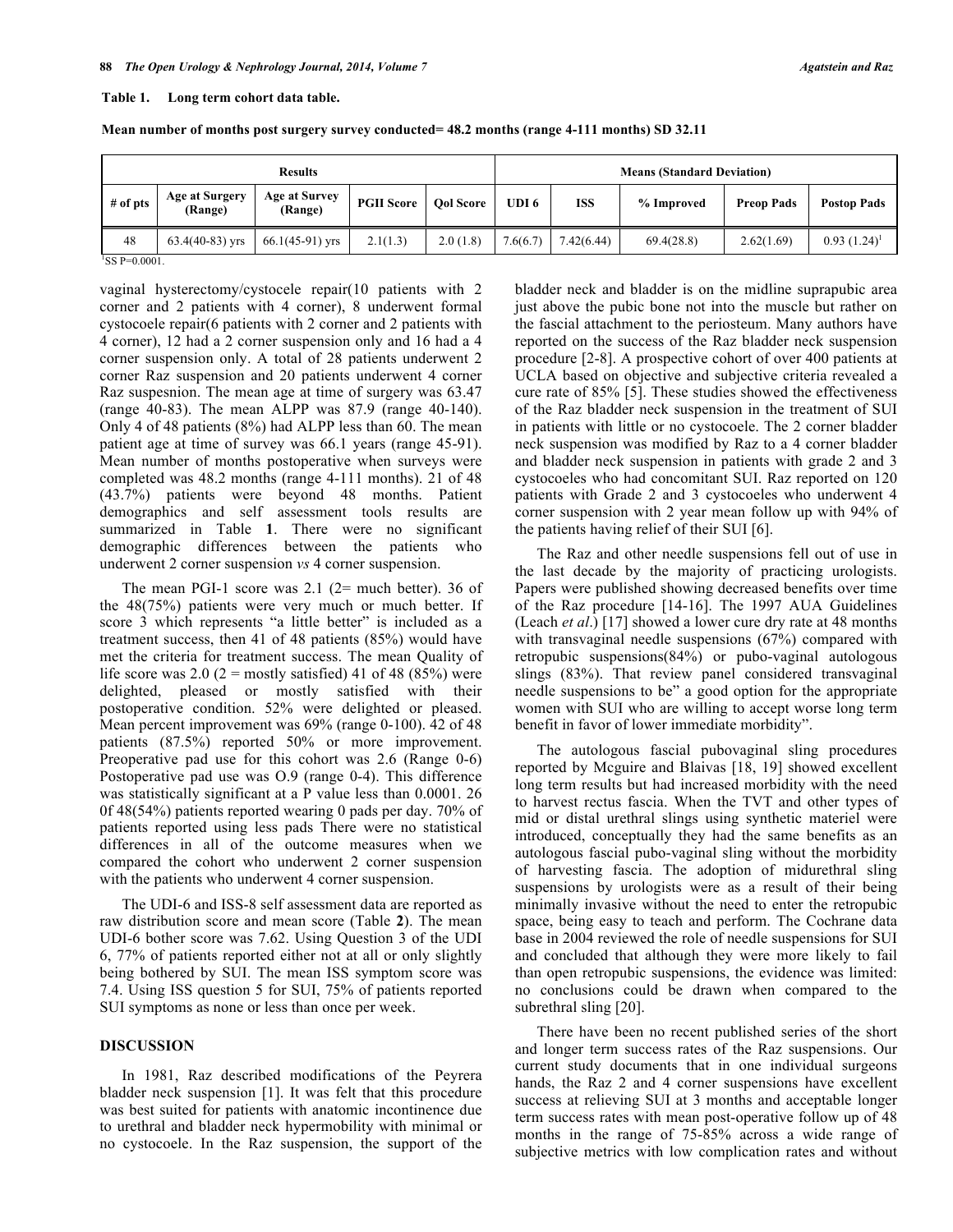**Table 1. Long term cohort data table.**

**Mean number of months post surgery survey conducted= 48.2 months (range 4-111 months) SD 32.11**

| Results | | | | | Means (Standard Deviation) | | | | |
|---|---|---|---|---|---|---|---|---|---|
| # of pts | Age at Surgery (Range) | Age at Survey (Range) | PGII Score | Qol Score | UDI 6 | ISS | % Improved | Preop Pads | Postop Pads |
| 48 | 63.4(40-83) yrs | 66.1(45-91) yrs | 2.1(1.3) | 2.0 (1.8) | 7.6(6.7) | 7.42(6.44) | 69.4(28.8) | 2.62(1.69) | 0.93 (1.24)[1] |

[1]SS P=0.0001.

vaginal hysterectomy/cystocele repair(10 patients with 2 corner and 2 patients with 4 corner), 8 underwent formal cystocoele repair(6 patients with 2 corner and 2 patients with 4 corner), 12 had a 2 corner suspension only and 16 had a 4 corner suspension only. A total of 28 patients underwent 2 corner Raz suspension and 20 patients underwent 4 corner Raz suspesnion. The mean age at time of surgery was 63.47 (range 40-83). The mean ALPP was 87.9 (range 40-140). Only 4 of 48 patients (8%) had ALPP less than 60. The mean patient age at time of survey was 66.1 years (range 45-91). Mean number of months postoperative when surveys were completed was 48.2 months (range 4-111 months). 21 of 48 (43.7%) patients were beyond 48 months. Patient demographics and self assessment tools results are summarized in Table **1**. There were no significant demographic differences between the patients who underwent 2 corner suspension *vs* 4 corner suspension.

The mean PGI-1 score was 2.1 (2= much better). 36 of the 48(75%) patients were very much or much better. If score 3 which represents "a little better" is included as a treatment success, then 41 of 48 patients (85%) would have met the criteria for treatment success. The mean Quality of life score was 2.0 (2 = mostly satisfied) 41 of 48 (85%) were delighted, pleased or mostly satisfied with their postoperative condition. 52% were delighted or pleased. Mean percent improvement was 69% (range 0-100). 42 of 48 patients (87.5%) reported 50% or more improvement. Preoperative pad use for this cohort was 2.6 (Range 0-6) Postoperative pad use was O.9 (range 0-4). This difference was statistically significant at a P value less than 0.0001. 26 0f 48(54%) patients reported wearing 0 pads per day. 70% of patients reported using less pads There were no statistical differences in all of the outcome measures when we compared the cohort who underwent 2 corner suspension with the patients who underwent 4 corner suspension.

The UDI-6 and ISS-8 self assessment data are reported as raw distribution score and mean score (Table **2**). The mean UDI-6 bother score was 7.62. Using Question 3 of the UDI 6, 77% of patients reported either not at all or only slightly being bothered by SUI. The mean ISS symptom score was 7.4. Using ISS question 5 for SUI, 75% of patients reported SUI symptoms as none or less than once per week.

## DISCUSSION

In 1981, Raz described modifications of the Peyrera bladder neck suspension [1]. It was felt that this procedure was best suited for patients with anatomic incontinence due to urethral and bladder neck hypermobility with minimal or no cystocoele. In the Raz suspension, the support of the bladder neck and bladder is on the midline suprapubic area just above the pubic bone not into the muscle but rather on the fascial attachment to the periosteum. Many authors have reported on the success of the Raz bladder neck suspension procedure [2-8]. A prospective cohort of over 400 patients at UCLA based on objective and subjective criteria revealed a cure rate of 85% [5]. These studies showed the effectiveness of the Raz bladder neck suspension in the treatment of SUI in patients with little or no cystocoele. The 2 corner bladder neck suspension was modified by Raz to a 4 corner bladder and bladder neck suspension in patients with grade 2 and 3 cystocoeles who had concomitant SUI. Raz reported on 120 patients with Grade 2 and 3 cystocoeles who underwent 4 corner suspension with 2 year mean follow up with 94% of the patients having relief of their SUI [6].

The Raz and other needle suspensions fell out of use in the last decade by the majority of practicing urologists. Papers were published showing decreased benefits over time of the Raz procedure [14-16]. The 1997 AUA Guidelines (Leach *et al*.) [17] showed a lower cure dry rate at 48 months with transvaginal needle suspensions (67%) compared with retropubic suspensions(84%) or pubo-vaginal autologous slings (83%). That review panel considered transvaginal needle suspensions to be" a good option for the appropriate women with SUI who are willing to accept worse long term benefit in favor of lower immediate morbidity".

The autologous fascial pubovaginal sling procedures reported by Mcguire and Blaivas [18, 19] showed excellent long term results but had increased morbidity with the need to harvest rectus fascia. When the TVT and other types of mid or distal urethral slings using synthetic materiel were introduced, conceptually they had the same benefits as an autologous fascial pubo-vaginal sling without the morbidity of harvesting fascia. The adoption of midurethral sling suspensions by urologists were as a result of their being minimally invasive without the need to enter the retropubic space, being easy to teach and perform. The Cochrane data base in 2004 reviewed the role of needle suspensions for SUI and concluded that although they were more likely to fail than open retropubic suspensions, the evidence was limited: no conclusions could be drawn when compared to the subrethral sling [20].

There have been no recent published series of the short and longer term success rates of the Raz suspensions. Our current study documents that in one individual surgeons hands, the Raz 2 and 4 corner suspensions have excellent success at relieving SUI at 3 months and acceptable longer term success rates with mean post-operative follow up of 48 months in the range of 75-85% across a wide range of subjective metrics with low complication rates and without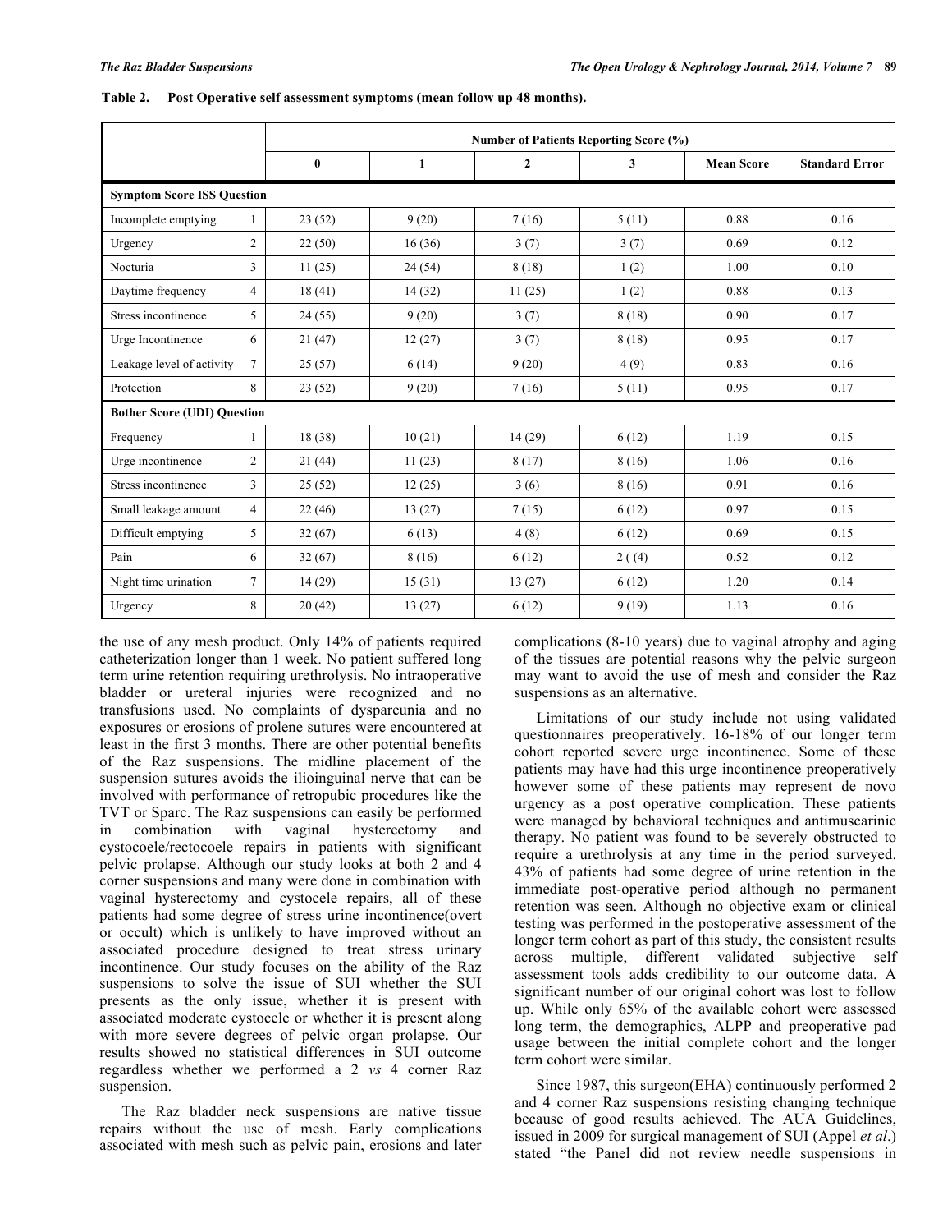**Table 2. Post Operative self assessment symptoms (mean follow up 48 months).**

| | | Number of Patients Reporting Score (%) | | | | | |
|---|---|---|---|---|---|---|---|
| | | 0 | 1 | 2 | 3 | Mean Score | Standard Error |
| **Symptom Score ISS Question** | | | | | | | |
| Incomplete emptying | 1 | 23 (52) | 9 (20) | 7 (16) | 5 (11) | 0.88 | 0.16 |
| Urgency | 2 | 22 (50) | 16 (36) | 3 (7) | 3 (7) | 0.69 | 0.12 |
| Nocturia | 3 | 11 (25) | 24 (54) | 8 (18) | 1 (2) | 1.00 | 0.10 |
| Daytime frequency | 4 | 18 (41) | 14 (32) | 11 (25) | 1 (2) | 0.88 | 0.13 |
| Stress incontinence | 5 | 24 (55) | 9 (20) | 3 (7) | 8 (18) | 0.90 | 0.17 |
| Urge Incontinence | 6 | 21 (47) | 12 (27) | 3 (7) | 8 (18) | 0.95 | 0.17 |
| Leakage level of activity | 7 | 25 (57) | 6 (14) | 9 (20) | 4 (9) | 0.83 | 0.16 |
| Protection | 8 | 23 (52) | 9 (20) | 7 (16) | 5 (11) | 0.95 | 0.17 |
| **Bother Score (UDI) Question** | | | | | | | |
| Frequency | 1 | 18 (38) | 10 (21) | 14 (29) | 6 (12) | 1.19 | 0.15 |
| Urge incontinence | 2 | 21 (44) | 11 (23) | 8 (17) | 8 (16) | 1.06 | 0.16 |
| Stress incontinence | 3 | 25 (52) | 12 (25) | 3 (6) | 8 (16) | 0.91 | 0.16 |
| Small leakage amount | 4 | 22 (46) | 13 (27) | 7 (15) | 6 (12) | 0.97 | 0.15 |
| Difficult emptying | 5 | 32 (67) | 6 (13) | 4 (8) | 6 (12) | 0.69 | 0.15 |
| Pain | 6 | 32 (67) | 8 (16) | 6 (12) | 2 ( (4) | 0.52 | 0.12 |
| Night time urination | 7 | 14 (29) | 15 (31) | 13 (27) | 6 (12) | 1.20 | 0.14 |
| Urgency | 8 | 20 (42) | 13 (27) | 6 (12) | 9 (19) | 1.13 | 0.16 |

the use of any mesh product. Only 14% of patients required catheterization longer than 1 week. No patient suffered long term urine retention requiring urethrolysis. No intraoperative bladder or ureteral injuries were recognized and no transfusions used. No complaints of dyspareunia and no exposures or erosions of prolene sutures were encountered at least in the first 3 months. There are other potential benefits of the Raz suspensions. The midline placement of the suspension sutures avoids the ilioinguinal nerve that can be involved with performance of retropubic procedures like the TVT or Sparc. The Raz suspensions can easily be performed in combination with vaginal hysterectomy and cystocoele/rectocoele repairs in patients with significant pelvic prolapse. Although our study looks at both 2 and 4 corner suspensions and many were done in combination with vaginal hysterectomy and cystocele repairs, all of these patients had some degree of stress urine incontinence(overt or occult) which is unlikely to have improved without an associated procedure designed to treat stress urinary incontinence. Our study focuses on the ability of the Raz suspensions to solve the issue of SUI whether the SUI presents as the only issue, whether it is present with associated moderate cystocele or whether it is present along with more severe degrees of pelvic organ prolapse. Our results showed no statistical differences in SUI outcome regardless whether we performed a 2 *vs* 4 corner Raz suspension.

The Raz bladder neck suspensions are native tissue repairs without the use of mesh. Early complications associated with mesh such as pelvic pain, erosions and later complications (8-10 years) due to vaginal atrophy and aging of the tissues are potential reasons why the pelvic surgeon may want to avoid the use of mesh and consider the Raz suspensions as an alternative.

Limitations of our study include not using validated questionnaires preoperatively. 16-18% of our longer term cohort reported severe urge incontinence. Some of these patients may have had this urge incontinence preoperatively however some of these patients may represent de novo urgency as a post operative complication. These patients were managed by behavioral techniques and antimuscarinic therapy. No patient was found to be severely obstructed to require a urethrolysis at any time in the period surveyed. 43% of patients had some degree of urine retention in the immediate post-operative period although no permanent retention was seen. Although no objective exam or clinical testing was performed in the postoperative assessment of the longer term cohort as part of this study, the consistent results across multiple, different validated subjective self assessment tools adds credibility to our outcome data. A significant number of our original cohort was lost to follow up. While only 65% of the available cohort were assessed long term, the demographics, ALPP and preoperative pad usage between the initial complete cohort and the longer term cohort were similar.

Since 1987, this surgeon(EHA) continuously performed 2 and 4 corner Raz suspensions resisting changing technique because of good results achieved. The AUA Guidelines, issued in 2009 for surgical management of SUI (Appel *et al.*) stated "the Panel did not review needle suspensions in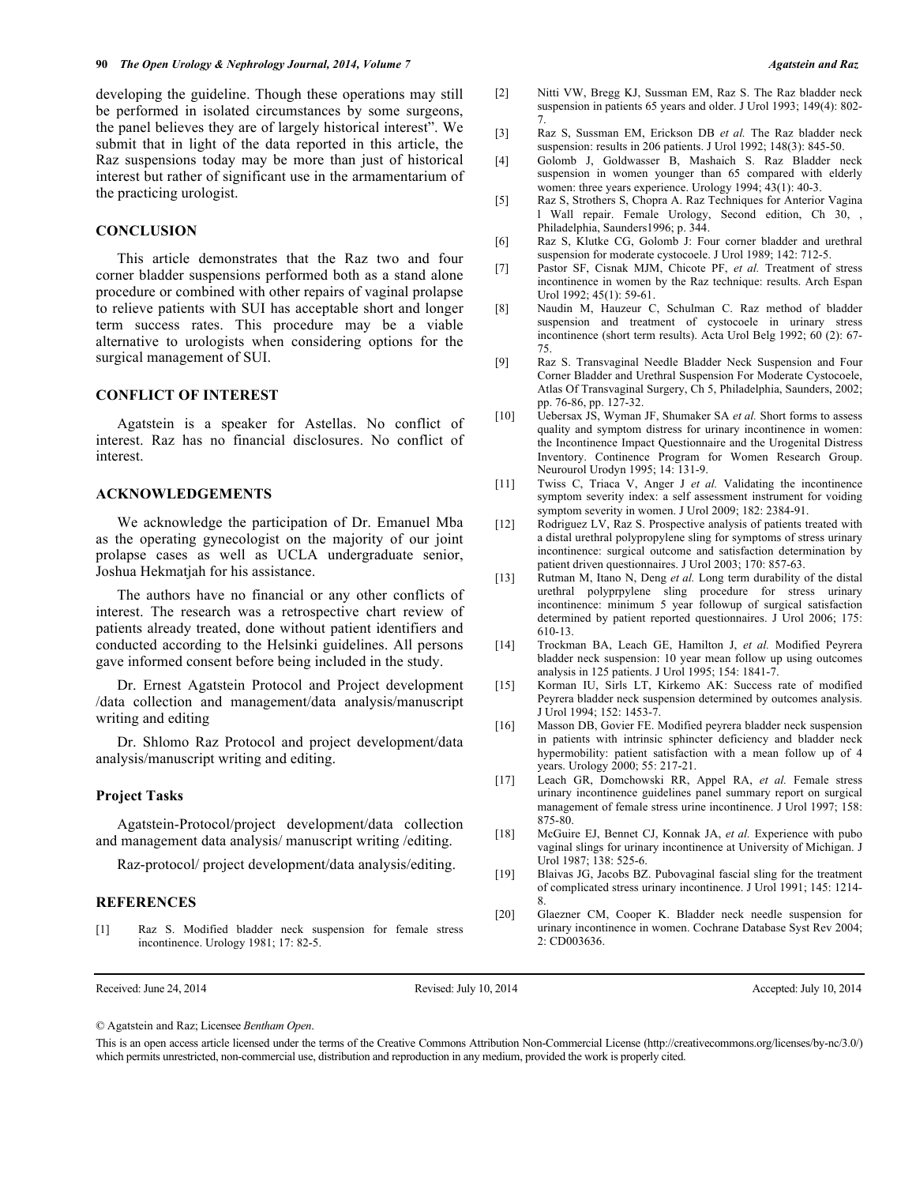developing the guideline. Though these operations may still be performed in isolated circumstances by some surgeons, the panel believes they are of largely historical interest". We submit that in light of the data reported in this article, the Raz suspensions today may be more than just of historical interest but rather of significant use in the armamentarium of the practicing urologist.

## CONCLUSION

This article demonstrates that the Raz two and four corner bladder suspensions performed both as a stand alone procedure or combined with other repairs of vaginal prolapse to relieve patients with SUI has acceptable short and longer term success rates. This procedure may be a viable alternative to urologists when considering options for the surgical management of SUI.

## CONFLICT OF INTEREST

Agatstein is a speaker for Astellas. No conflict of interest. Raz has no financial disclosures. No conflict of interest.

## ACKNOWLEDGEMENTS

We acknowledge the participation of Dr. Emanuel Mba as the operating gynecologist on the majority of our joint prolapse cases as well as UCLA undergraduate senior, Joshua Hekmatjah for his assistance.

The authors have no financial or any other conflicts of interest. The research was a retrospective chart review of patients already treated, done without patient identifiers and conducted according to the Helsinki guidelines. All persons gave informed consent before being included in the study.

Dr. Ernest Agatstein Protocol and Project development /data collection and management/data analysis/manuscript writing and editing

Dr. Shlomo Raz Protocol and project development/data analysis/manuscript writing and editing.

### Project Tasks

Agatstein-Protocol/project development/data collection and management data analysis/ manuscript writing /editing.

Raz-protocol/ project development/data analysis/editing.

## REFERENCES

[1] Raz S. Modified bladder neck suspension for female stress incontinence. Urology 1981; 17: 82-5.

[2] Nitti VW, Bregg KJ, Sussman EM, Raz S. The Raz bladder neck suspension in patients 65 years and older. J Urol 1993; 149(4): 802-7.

[3] Raz S, Sussman EM, Erickson DB *et al.* The Raz bladder neck suspension: results in 206 patients. J Urol 1992; 148(3): 845-50.

[4] Golomb J, Goldwasser B, Mashaich S. Raz Bladder neck suspension in women younger than 65 compared with elderly women: three years experience. Urology 1994; 43(1): 40-3.

[5] Raz S, Strothers S, Chopra A. Raz Techniques for Anterior Vagina l Wall repair. Female Urology, Second edition, Ch 30, , Philadelphia, Saunders1996; p. 344.

[6] Raz S, Klutke CG, Golomb J: Four corner bladder and urethral suspension for moderate cystocoele. J Urol 1989; 142: 712-5.

[7] Pastor SF, Cisnak MJM, Chicote PF, *et al.* Treatment of stress incontinence in women by the Raz technique: results. Arch Espan Urol 1992; 45(1): 59-61.

[8] Naudin M, Hauzeur C, Schulman C. Raz method of bladder suspension and treatment of cystocoele in urinary stress incontinence (short term results). Acta Urol Belg 1992; 60 (2): 67-75.

[9] Raz S. Transvaginal Needle Bladder Neck Suspension and Four Corner Bladder and Urethral Suspension For Moderate Cystocoele, Atlas Of Transvaginal Surgery, Ch 5, Philadelphia, Saunders, 2002; pp. 76-86, pp. 127-32.

[10] Uebersax JS, Wyman JF, Shumaker SA *et al.* Short forms to assess quality and symptom distress for urinary incontinence in women: the Incontinence Impact Questionnaire and the Urogenital Distress Inventory. Continence Program for Women Research Group. Neurourol Urodyn 1995; 14: 131-9.

[11] Twiss C, Triaca V, Anger J *et al.* Validating the incontinence symptom severity index: a self assessment instrument for voiding symptom severity in women. J Urol 2009; 182: 2384-91.

[12] Rodriguez LV, Raz S. Prospective analysis of patients treated with a distal urethral polypropylene sling for symptoms of stress urinary incontinence: surgical outcome and satisfaction determination by patient driven questionnaires. J Urol 2003; 170: 857-63.

[13] Rutman M, Itano N, Deng *et al.* Long term durability of the distal urethral polyprpylene sling procedure for stress urinary incontinence: minimum 5 year followup of surgical satisfaction determined by patient reported questionnaires. J Urol 2006; 175: 610-13.

[14] Trockman BA, Leach GE, Hamilton J, *et al.* Modified Peyrera bladder neck suspension: 10 year mean follow up using outcomes analysis in 125 patients. J Urol 1995; 154: 1841-7.

[15] Korman IU, Sirls LT, Kirkemo AK: Success rate of modified Peyrera bladder neck suspension determined by outcomes analysis. J Urol 1994; 152: 1453-7.

[16] Masson DB, Govier FE. Modified peyrera bladder neck suspension in patients with intrinsic sphincter deficiency and bladder neck hypermobility: patient satisfaction with a mean follow up of 4 years. Urology 2000; 55: 217-21.

[17] Leach GR, Domchowski RR, Appel RA, *et al.* Female stress urinary incontinence guidelines panel summary report on surgical management of female stress urine incontinence. J Urol 1997; 158: 875-80.

[18] McGuire EJ, Bennet CJ, Konnak JA, *et al.* Experience with pubo vaginal slings for urinary incontinence at University of Michigan. J Urol 1987; 138: 525-6.

[19] Blaivas JG, Jacobs BZ. Pubovaginal fascial sling for the treatment of complicated stress urinary incontinence. J Urol 1991; 145: 1214-8.

[20] Glaezner CM, Cooper K. Bladder neck needle suspension for urinary incontinence in women. Cochrane Database Syst Rev 2004; 2: CD003636.

Received: June 24, 2014 Revised: July 10, 2014 Accepted: July 10, 2014

© Agatstein and Raz; Licensee *Bentham Open*.

This is an open access article licensed under the terms of the Creative Commons Attribution Non-Commercial License (http://creativecommons.org/licenses/by-nc/3.0/) which permits unrestricted, non-commercial use, distribution and reproduction in any medium, provided the work is properly cited.